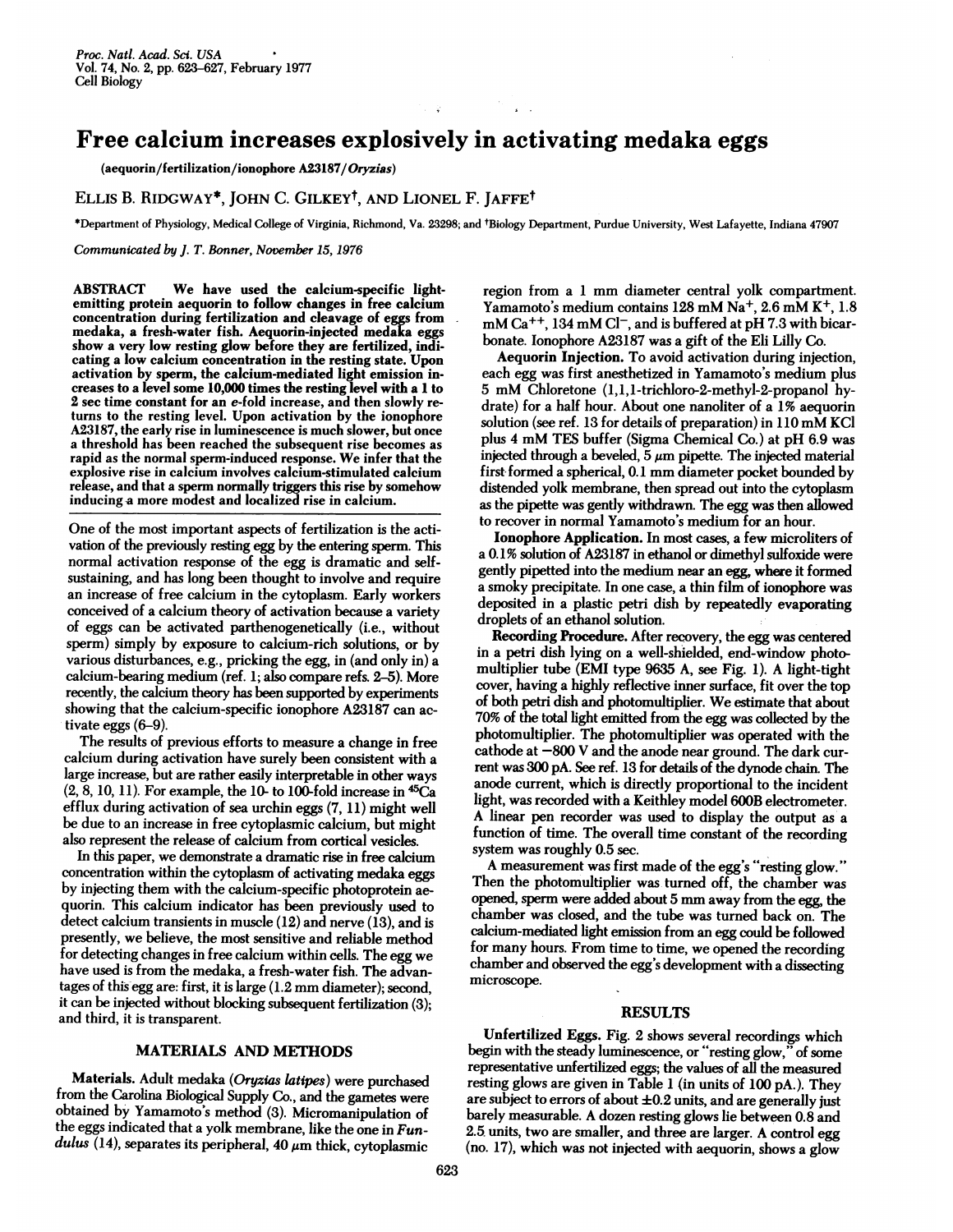# Free calcium increases explosively in activating medaka eggs

(aequorin/fertilization/ionophore A23187/*Oryzias*)

ELLIS B. RIDGWAY*, JOHN C. GILKEY†, AND LIONEL F. JAFFE†

*Department of Physiology, Medical College of Virginia, Richmond, Va. 23298; and †Biology Department, Purdue University, West Lafayette, Indiana 47907

*Communicated by J. T. Bonner, November 15, 1976*

**ABSTRACT** We have used the calcium-specific light-emitting protein aequorin to follow changes in free calcium concentration during fertilization and cleavage of eggs from medaka, a fresh-water fish. Aequorin-injected medaka eggs show a very low resting glow before they are fertilized, indicating a low calcium concentration in the resting state. Upon activation by sperm, the calcium-mediated light emission increases to a level some 10,000 times the resting level with a 1 to 2 sec time constant for an *e*-fold increase, and then slowly returns to the resting level. Upon activation by the ionophore A23187, the early rise in luminescence is much slower, but once a threshold has been reached the subsequent rise becomes as rapid as the normal sperm-induced response. We infer that the explosive rise in calcium involves calcium-stimulated calcium release, and that a sperm normally triggers this rise by somehow inducing a more modest and localized rise in calcium.

One of the most important aspects of fertilization is the activation of the previously resting egg by the entering sperm. This normal activation response of the egg is dramatic and self-sustaining, and has long been thought to involve and require an increase of free calcium in the cytoplasm. Early workers conceived of a calcium theory of activation because a variety of eggs can be activated parthenogenetically (i.e., without sperm) simply by exposure to calcium-rich solutions, or by various disturbances, e.g., pricking the egg, in (and only in) a calcium-bearing medium (ref. 1; also compare refs. 2–5). More recently, the calcium theory has been supported by experiments showing that the calcium-specific ionophore A23187 can activate eggs (6–9).

The results of previous efforts to measure a change in free calcium during activation have surely been consistent with a large increase, but are rather easily interpretable in other ways (2, 8, 10, 11). For example, the 10- to 100-fold increase in $^{45}Ca$ efflux during activation of sea urchin eggs (7, 11) might well be due to an increase in free cytoplasmic calcium, but might also represent the release of calcium from cortical vesicles.

In this paper, we demonstrate a dramatic rise in free calcium concentration within the cytoplasm of activating medaka eggs by injecting them with the calcium-specific photoprotein aequorin. This calcium indicator has been previously used to detect calcium transients in muscle (12) and nerve (13), and is presently, we believe, the most sensitive and reliable method for detecting changes in free calcium within cells. The egg we have used is from the medaka, a fresh-water fish. The advantages of this egg are: first, it is large (1.2 mm diameter); second, it can be injected without blocking subsequent fertilization (3); and third, it is transparent.

## MATERIALS AND METHODS

**Materials.** Adult medaka (*Oryzias latipes*) were purchased from the Carolina Biological Supply Co., and the gametes were obtained by Yamamoto's method (3). Micromanipulation of the eggs indicated that a yolk membrane, like the one in *Fundulus* (14), separates its peripheral, 40 $\mu$m thick, cytoplasmic region from a 1 mm diameter central yolk compartment. Yamamoto's medium contains 128 mM $Na^+$, 2.6 mM $K^+$, 1.8 mM $Ca^{++}$, 134 mM $Cl^-$, and is buffered at pH 7.3 with bicarbonate. Ionophore A23187 was a gift of the Eli Lilly Co.

**Aequorin Injection.** To avoid activation during injection, each egg was first anesthetized in Yamamoto's medium plus 5 mM Chloretone (1,1,1-trichloro-2-methyl-2-propanol hydrate) for a half hour. About one nanoliter of a 1% aequorin solution (see ref. 13 for details of preparation) in 110 mM KCl plus 4 mM TES buffer (Sigma Chemical Co.) at pH 6.9 was injected through a beveled, 5 $\mu$m pipette. The injected material first formed a spherical, 0.1 mm diameter pocket bounded by distended yolk membrane, then spread out into the cytoplasm as the pipette was gently withdrawn. The egg was then allowed to recover in normal Yamamoto's medium for an hour.

**Ionophore Application.** In most cases, a few microliters of a 0.1% solution of A23187 in ethanol or dimethyl sulfoxide were gently pipetted into the medium near an egg, where it formed a smoky precipitate. In one case, a thin film of ionophore was deposited in a plastic petri dish by repeatedly evaporating droplets of an ethanol solution.

**Recording Procedure.** After recovery, the egg was centered in a petri dish lying on a well-shielded, end-window photomultiplier tube (EMI type 9635 A, see Fig. 1). A light-tight cover, having a highly reflective inner surface, fit over the top of both petri dish and photomultiplier. We estimate that about 70% of the total light emitted from the egg was collected by the photomultiplier. The photomultiplier was operated with the cathode at −800 V and the anode near ground. The dark current was 300 pA. See ref. 13 for details of the dynode chain. The anode current, which is directly proportional to the incident light, was recorded with a Keithley model 600B electrometer. A linear pen recorder was used to display the output as a function of time. The overall time constant of the recording system was roughly 0.5 sec.

A measurement was first made of the egg's "resting glow." Then the photomultiplier was turned off, the chamber was opened, sperm were added about 5 mm away from the egg, the chamber was closed, and the tube was turned back on. The calcium-mediated light emission from an egg could be followed for many hours. From time to time, we opened the recording chamber and observed the egg's development with a dissecting microscope.

## RESULTS

**Unfertilized Eggs.** Fig. 2 shows several recordings which begin with the steady luminescence, or "resting glow," of some representative unfertilized eggs; the values of all the measured resting glows are given in Table 1 (in units of 100 pA.). They are subject to errors of about ±0.2 units, and are generally just barely measurable. A dozen resting glows lie between 0.8 and 2.5 units, two are smaller, and three are larger. A control egg (no. 17), which was not injected with aequorin, shows a glow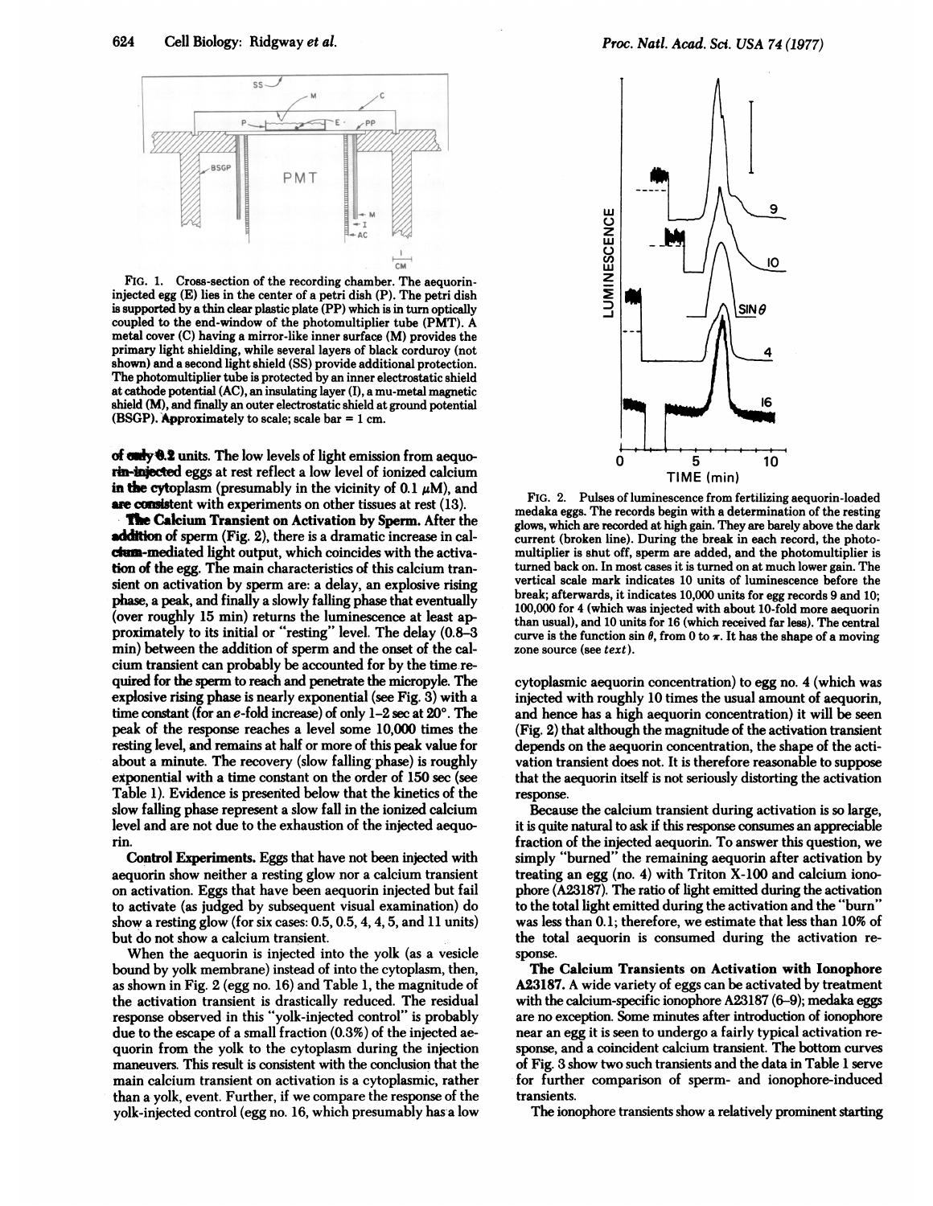FIG. 1. Cross-section of the recording chamber. The aequorin-injected egg (E) lies in the center of a petri dish (P). The petri dish is supported by a thin clear plastic plate (PP) which is in turn optically coupled to the end-window of the photomultiplier tube (PMT). A metal cover (C) having a mirror-like inner surface (M) provides the primary light shielding, while several layers of black corduroy (not shown) and a second light shield (SS) provide additional protection. The photomultiplier tube is protected by an inner electrostatic shield at cathode potential (AC), an insulating layer (I), a mu-metal magnetic shield (M), and finally an outer electrostatic shield at ground potential (BSGP). Approximately to scale; scale bar = 1 cm.

of only 0.2 units. The low levels of light emission from aequorin-injected eggs at rest reflect a low level of ionized calcium in the cytoplasm (presumably in the vicinity of 0.1 $\mu$M), and are consistent with experiments on other tissues at rest (13).

**The Calcium Transient on Activation by Sperm.** After the addition of sperm (Fig. 2), there is a dramatic increase in calcium-mediated light output, which coincides with the activation of the egg. The main characteristics of this calcium transient on activation by sperm are: a delay, an explosive rising phase, a peak, and finally a slowly falling phase that eventually (over roughly 15 min) returns the luminescence at least approximately to its initial or "resting" level. The delay (0.8–3 min) between the addition of sperm and the onset of the calcium transient can probably be accounted for by the time required for the sperm to reach and penetrate the micropyle. The explosive rising phase is nearly exponential (see Fig. 3) with a time constant (for an e-fold increase) of only 1–2 sec at 20°. The peak of the response reaches a level some 10,000 times the resting level, and remains at half or more of this peak value for about a minute. The recovery (slow falling phase) is roughly exponential with a time constant on the order of 150 sec (see Table 1). Evidence is presented below that the kinetics of the slow falling phase represent a slow fall in the ionized calcium level and are not due to the exhaustion of the injected aequorin.

**Control Experiments.** Eggs that have not been injected with aequorin show neither a resting glow nor a calcium transient on activation. Eggs that have been aequorin injected but fail to activate (as judged by subsequent visual examination) do show a resting glow (for six cases: 0.5, 0.5, 4, 4, 5, and 11 units) but do not show a calcium transient.

When the aequorin is injected into the yolk (as a vesicle bound by yolk membrane) instead of into the cytoplasm, then, as shown in Fig. 2 (egg no. 16) and Table 1, the magnitude of the activation transient is drastically reduced. The residual response observed in this "yolk-injected control" is probably due to the escape of a small fraction (0.3%) of the injected aequorin from the yolk to the cytoplasm during the injection maneuvers. This result is consistent with the conclusion that the main calcium transient on activation is a cytoplasmic, rather than a yolk, event. Further, if we compare the response of the yolk-injected control (egg no. 16, which presumably has a low cytoplasmic aequorin concentration) to egg no. 4 (which was injected with roughly 10 times the usual amount of aequorin, and hence has a high aequorin concentration) it will be seen (Fig. 2) that although the magnitude of the activation transient depends on the aequorin concentration, the shape of the activation transient does not. It is therefore reasonable to suppose that the aequorin itself is not seriously distorting the activation response.

FIG. 2. Pulses of luminescence from fertilizing aequorin-loaded medaka eggs. The records begin with a determination of the resting glows, which are recorded at high gain. They are barely above the dark current (broken line). During the break in each record, the photomultiplier is shut off, sperm are added, and the photomultiplier is turned back on. In most cases it is turned on at much lower gain. The vertical scale mark indicates 10 units of luminescence before the break; afterwards, it indicates 10,000 units for egg records 9 and 10; 100,000 for 4 (which was injected with about 10-fold more aequorin than usual), and 10 units for 16 (which received far less). The central curve is the function sin $\theta$, from 0 to $\pi$. It has the shape of a moving zone source (see *text*).

Because the calcium transient during activation is so large, it is quite natural to ask if this response consumes an appreciable fraction of the injected aequorin. To answer this question, we simply "burned" the remaining aequorin after activation by treating an egg (no. 4) with Triton X-100 and calcium ionophore (A23187). The ratio of light emitted during the activation to the total light emitted during the activation and the "burn" was less than 0.1; therefore, we estimate that less than 10% of the total aequorin is consumed during the activation response.

**The Calcium Transients on Activation with Ionophore A23187.** A wide variety of eggs can be activated by treatment with the calcium-specific ionophore A23187 (6–9); medaka eggs are no exception. Some minutes after introduction of ionophore near an egg it is seen to undergo a fairly typical activation response, and a coincident calcium transient. The bottom curves of Fig. 3 show two such transients and the data in Table 1 serve for further comparison of sperm- and ionophore-induced transients.

The ionophore transients show a relatively prominent starting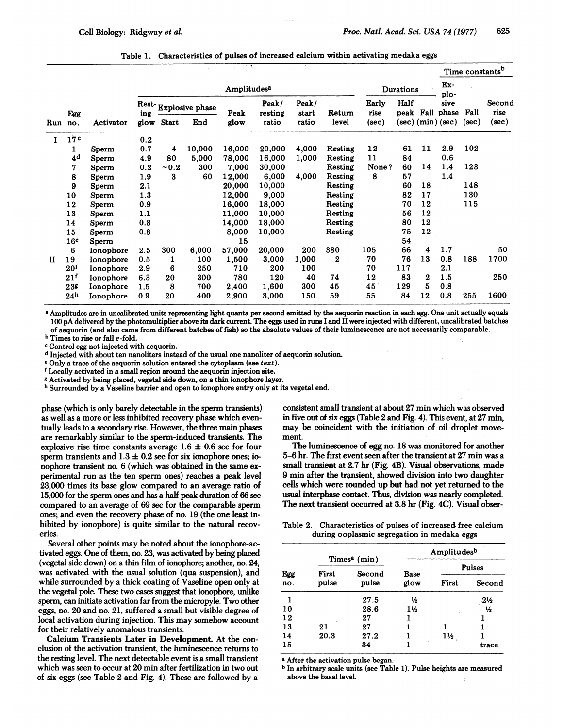Table 1. Characteristics of pulses of increased calcium within activating medaka eggs

| | | | Amplitudes[a] | | | | | | | | Durations | | | Time constants[b] | | |
|---|---|---|---|---|---|---|---|---|---|---|---|---|---|---|---|---|
| | | | Resting glow | Explosive phase | | Peak glow | Peak/resting ratio | Peak/start ratio | Return level | Early rise (sec) | Half peak (sec) | Fall (min) | Explosive phase (sec) | Fall (sec) | Second rise (sec) |
| Run | Egg no. | Activator | | Start | End | | | | | | | | | | |
| I | 17[c] | | 0.2 | | | | | | | | | | | | |
| | 1 | Sperm | 0.7 | 4 | 10,000 | 16,000 | 20,000 | 4,000 | Resting | 12 | 61 | 11 | 2.9 | 102 | |
| | 4[d] | Sperm | 4.9 | 80 | 5,000 | 78,000 | 16,000 | 1,000 | Resting | 11 | 84 | | 0.6 | | |
| | 7 | Sperm | 0.2 | ~0.2 | 300 | 7,000 | 30,000 | | Resting | None? | 60 | 14 | 1.4 | 123 | |
| | 8 | Sperm | 1.9 | 3 | 60 | 12,000 | 6,000 | 4,000 | Resting | 8 | 57 | | 1.4 | | |
| | 9 | Sperm | 2.1 | | | 20,000 | 10,000 | | Resting | | 60 | 18 | | 148 | |
| | 10 | Sperm | 1.3 | | | 12,000 | 9,000 | | Resting | | 82 | 17 | | 130 | |
| | 12 | Sperm | 0.9 | | | 16,000 | 18,000 | | Resting | | 70 | 12 | | 115 | |
| | 13 | Sperm | 1.1 | | | 11,000 | 10,000 | | Resting | | 56 | 12 | | | |
| | 14 | Sperm | 0.8 | | | 14,000 | 18,000 | | Resting | | 80 | 12 | | | |
| | 15 | Sperm | 0.8 | | | 8,000 | 10,000 | | Resting | | 75 | 12 | | | |
| | 16[e] | Sperm | | | | 15 | | | | | 54 | | | | |
| | 6 | Ionophore | 2.5 | 300 | 6,000 | 57,000 | 20,000 | 200 | 380 | 105 | 66 | 4 | 1.7 | | 50 |
| II | 19 | Ionophore | 0.5 | 1 | 100 | 1,500 | 3,000 | 1,000 | 2 | 70 | 76 | 13 | 0.8 | 188 | 1700 |
| | 20[f] | Ionophore | 2.9 | 6 | 250 | 710 | 200 | 100 | | 70 | 117 | | 2.1 | | |
| | 21[f] | Ionophore | 6.3 | 20 | 300 | 780 | 120 | 40 | 74 | 12 | 83 | 2 | 1.5 | | 250 |
| | 23[g] | Ionophore | 1.5 | 8 | 700 | 2,400 | 1,600 | 300 | 45 | 45 | 129 | 5 | 0.8 | | |
| | 24[h] | Ionophore | 0.9 | 20 | 400 | 2,900 | 3,000 | 150 | 59 | 55 | 84 | 12 | 0.8 | 255 | 1600 |

[a] Amplitudes are in uncalibrated units representing light quanta per second emitted by the aequorin reaction in each egg. One unit actually equals 100 pA delivered by the photomultiplier above its dark current. The eggs used in runs I and II were injected with different, uncalibrated batches of aequorin (and also came from different batches of fish) so the absolute values of their luminescence are not necessarily comparable.

[b] Times to rise or fall e-fold.

[c] Control egg not injected with aequorin.

[d] Injected with about ten nanoliters instead of the usual one nanoliter of aequorin solution.

[e] Only a trace of the aequorin solution entered the cytoplasm (see *text*).

[f] Locally activated in a small region around the aequorin injection site.

[g] Activated by being placed, vegetal side down, on a thin ionophore layer.

[h] Surrounded by a Vaseline barrier and open to ionophore entry only at its vegetal end.

phase (which is only barely detectable in the sperm transients) as well as a more or less inhibited recovery phase which eventually leads to a secondary rise. However, the three main phases are remarkably similar to the sperm-induced transients. The explosive rise time constants average 1.6 ± 0.6 sec for four sperm transients and 1.3 ± 0.2 sec for six ionophore ones; ionophore transient no. 6 (which was obtained in the same experimental run as the ten sperm ones) reaches a peak level 23,000 times its base glow compared to an average ratio of 15,000 for the sperm ones and has a half peak duration of 66 sec compared to an average of 69 sec for the comparable sperm ones; and even the recovery phase of no. 19 (the one least inhibited by ionophore) is quite similar to the natural recoveries.

Several other points may be noted about the ionophore-activated eggs. One of them, no. 23, was activated by being placed (vegetal side down) on a thin film of ionophore; another, no. 24, was activated with the usual solution (qua suspension), and while surrounded by a thick coating of Vaseline open only at the vegetal pole. These two cases suggest that ionophore, unlike sperm, can initiate activation far from the micropyle. Two other eggs, no. 20 and no. 21, suffered a small but visible degree of local activation during injection. This may somehow account for their relatively anomalous transients.

**Calcium Transients Later in Development.** At the conclusion of the activation transient, the luminescence returns to the resting level. The next detectable event is a small transient which was seen to occur at 20 min after fertilization in two out of six eggs (see Table 2 and Fig. 4). These are followed by a consistent small transient at about 27 min which was observed in five out of six eggs (Table 2 and Fig. 4). This event, at 27 min, may be coincident with the initiation of oil droplet movement.

The luminescence of egg no. 18 was monitored for another 5–6 hr. The first event seen after the transient at 27 min was a small transient at 2.7 hr (Fig. 4B). Visual observations, made 9 min after the transient, showed division into two daughter cells which were rounded up but had not yet returned to the usual interphase contact. Thus, division was nearly completed. The next transient occurred at 3.8 hr (Fig. 4C). Visual obser-

Table 2. Characteristics of pulses of increased free calcium during ooplasmic segregation in medaka eggs

| | Times[a] (min) | | Amplitudes[b] | | |
|---|---|---|---|---|---|
| | | | | Pulses | |
| Egg no. | First pulse | Second pulse | Base glow | First | Second |
| 1 | | 27.5 | ½ | | 2½ |
| 10 | | 28.6 | 1½ | | ½ |
| 12 | | 27 | 1 | | 1 |
| 13 | 21 | 27 | 1 | 1 | 1 |
| 14 | 20.3 | 27.2 | 1 | 1½ | 1 |
| 15 | | 34 | 1 | | trace |

[a] After the activation pulse began.

[b] In arbitrary scale units (see Table 1). Pulse heights are measured above the basal level.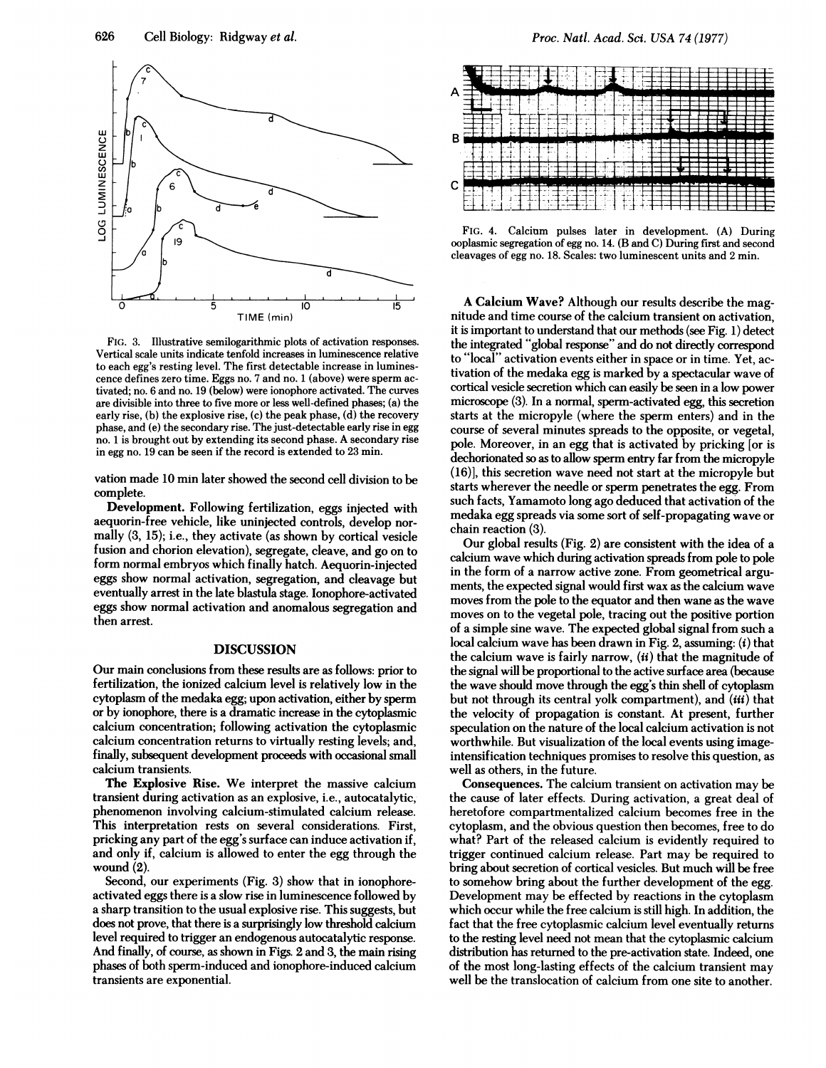FIG. 3. Illustrative semilogarithmic plots of activation responses. Vertical scale units indicate tenfold increases in luminescence relative to each egg's resting level. The first detectable increase in luminescence defines zero time. Eggs no. 7 and no. 1 (above) were sperm activated; no. 6 and no. 19 (below) were ionophore activated. The curves are divisible into three to five more or less well-defined phases; (a) the early rise, (b) the explosive rise, (c) the peak phase, (d) the recovery phase, and (e) the secondary rise. The just-detectable early rise in egg no. 1 is brought out by extending its second phase. A secondary rise in egg no. 19 can be seen if the record is extended to 23 min.

vation made 10 min later showed the second cell division to be complete.

**Development.** Following fertilization, eggs injected with aequorin-free vehicle, like uninjected controls, develop normally (3, 15); i.e., they activate (as shown by cortical vesicle fusion and chorion elevation), segregate, cleave, and go on to form normal embryos which finally hatch. Aequorin-injected eggs show normal activation, segregation, and cleavage but eventually arrest in the late blastula stage. Ionophore-activated eggs show normal activation and anomalous segregation and then arrest.

## DISCUSSION

Our main conclusions from these results are as follows: prior to fertilization, the ionized calcium level is relatively low in the cytoplasm of the medaka egg; upon activation, either by sperm or by ionophore, there is a dramatic increase in the cytoplasmic calcium concentration; following activation the cytoplasmic calcium concentration returns to virtually resting levels; and, finally, subsequent development proceeds with occasional small calcium transients.

**The Explosive Rise.** We interpret the massive calcium transient during activation as an explosive, i.e., autocatalytic, phenomenon involving calcium-stimulated calcium release. This interpretation rests on several considerations. First, pricking any part of the egg's surface can induce activation if, and only if, calcium is allowed to enter the egg through the wound (2).

Second, our experiments (Fig. 3) show that in ionophore-activated eggs there is a slow rise in luminescence followed by a sharp transition to the usual explosive rise. This suggests, but does not prove, that there is a surprisingly low threshold calcium level required to trigger an endogenous autocatalytic response. And finally, of course, as shown in Figs. 2 and 3, the main rising phases of both sperm-induced and ionophore-induced calcium transients are exponential.

FIG. 4. Calcium pulses later in development. (A) During ooplasmic segregation of egg no. 14. (B and C) During first and second cleavages of egg no. 18. Scales: two luminescent units and 2 min.

**A Calcium Wave?** Although our results describe the magnitude and time course of the calcium transient on activation, it is important to understand that our methods (see Fig. 1) detect the integrated "global response" and do not directly correspond to "local" activation events either in space or in time. Yet, activation of the medaka egg is marked by a spectacular wave of cortical vesicle secretion which can easily be seen in a low power microscope (3). In a normal, sperm-activated egg, this secretion starts at the micropyle (where the sperm enters) and in the course of several minutes spreads to the opposite, or vegetal, pole. Moreover, in an egg that is activated by pricking [or is dechorionated so as to allow sperm entry far from the micropyle (16)], this secretion wave need not start at the micropyle but starts wherever the needle or sperm penetrates the egg. From such facts, Yamamoto long ago deduced that activation of the medaka egg spreads via some sort of self-propagating wave or chain reaction (3).

Our global results (Fig. 2) are consistent with the idea of a calcium wave which during activation spreads from pole to pole in the form of a narrow active zone. From geometrical arguments, the expected signal would first wax as the calcium wave moves from the pole to the equator and then wane as the wave moves on to the vegetal pole, tracing out the positive portion of a simple sine wave. The expected global signal from such a local calcium wave has been drawn in Fig. 2, assuming: (*i*) that the calcium wave is fairly narrow, (*ii*) that the magnitude of the signal will be proportional to the active surface area (because the wave should move through the egg's thin shell of cytoplasm but not through its central yolk compartment), and (*iii*) that the velocity of propagation is constant. At present, further speculation on the nature of the local calcium activation is not worthwhile. But visualization of the local events using image-intensification techniques promises to resolve this question, as well as others, in the future.

**Consequences.** The calcium transient on activation may be the cause of later effects. During activation, a great deal of heretofore compartmentalized calcium becomes free in the cytoplasm, and the obvious question then becomes, free to do what? Part of the released calcium is evidently required to trigger continued calcium release. Part may be required to bring about secretion of cortical vesicles. But much will be free to somehow bring about the further development of the egg. Development may be effected by reactions in the cytoplasm which occur while the free calcium is still high. In addition, the fact that the free cytoplasmic calcium level eventually returns to the resting level need not mean that the cytoplasmic calcium distribution has returned to the pre-activation state. Indeed, one of the most long-lasting effects of the calcium transient may well be the translocation of calcium from one site to another.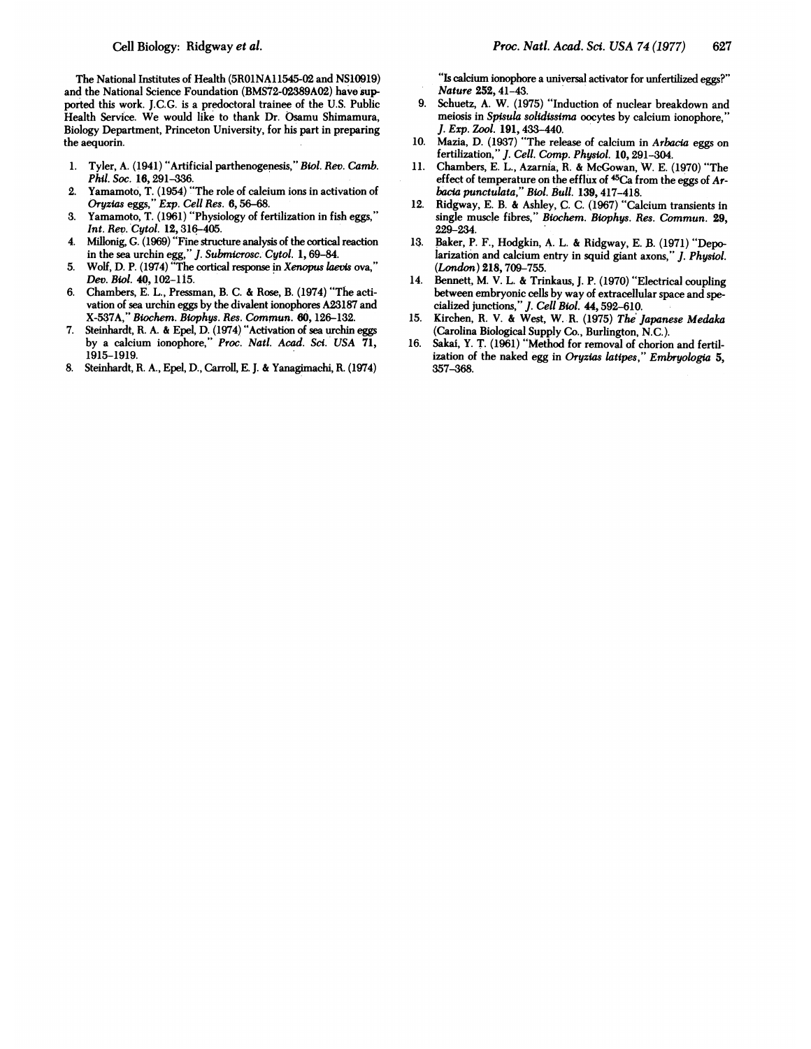The National Institutes of Health (5R01NA11545-02 and NS10919) and the National Science Foundation (BMS72-02389A02) have supported this work. J.C.G. is a predoctoral trainee of the U.S. Public Health Service. We would like to thank Dr. Osamu Shimamura, Biology Department, Princeton University, for his part in preparing the aequorin.

1. Tyler, A. (1941) "Artificial parthenogenesis," *Biol. Rev. Camb. Phil. Soc.* **16**, 291–336.
2. Yamamoto, T. (1954) "The role of calcium ions in activation of *Oryzias* eggs," *Exp. Cell Res.* **6**, 56–68.
3. Yamamoto, T. (1961) "Physiology of fertilization in fish eggs," *Int. Rev. Cytol.* **12**, 316–405.
4. Millonig, G. (1969) "Fine structure analysis of the cortical reaction in the sea urchin egg," *J. Submicrosc. Cytol.* **1**, 69–84.
5. Wolf, D. P. (1974) "The cortical response in *Xenopus laevis* ova," *Dev. Biol.* **40**, 102–115.
6. Chambers, E. L., Pressman, B. C. & Rose, B. (1974) "The activation of sea urchin eggs by the divalent ionophores A23187 and X-537A," *Biochem. Biophys. Res. Commun.* **60**, 126–132.
7. Steinhardt, R. A. & Epel, D. (1974) "Activation of sea urchin eggs by a calcium ionophore," *Proc. Natl. Acad. Sci. USA* **71**, 1915–1919.
8. Steinhardt, R. A., Epel, D., Carroll, E. J. & Yanagimachi, R. (1974) "Is calcium ionophore a universal activator for unfertilized eggs?" *Nature* **252**, 41–43.
9. Schuetz, A. W. (1975) "Induction of nuclear breakdown and meiosis in *Spisula solidissima* oocytes by calcium ionophore," *J. Exp. Zool.* **191**, 433–440.
10. Mazia, D. (1937) "The release of calcium in *Arbacia* eggs on fertilization," *J. Cell. Comp. Physiol.* **10**, 291–304.
11. Chambers, E. L., Azarnia, R. & McGowan, W. E. (1970) "The effect of temperature on the efflux of $^{45}Ca$ from the eggs of *Arbacia punctulata*," *Biol. Bull.* **139**, 417–418.
12. Ridgway, E. B. & Ashley, C. C. (1967) "Calcium transients in single muscle fibres," *Biochem. Biophys. Res. Commun.* **29**, 229–234.
13. Baker, P. F., Hodgkin, A. L. & Ridgway, E. B. (1971) "Depolarization and calcium entry in squid giant axons," *J. Physiol. (London)* **218**, 709–755.
14. Bennett, M. V. L. & Trinkaus, J. P. (1970) "Electrical coupling between embryonic cells by way of extracellular space and specialized junctions," *J. Cell Biol.* **44**, 592–610.
15. Kirchen, R. V. & West, W. R. (1975) *The Japanese Medaka* (Carolina Biological Supply Co., Burlington, N.C.).
16. Sakai, Y. T. (1961) "Method for removal of chorion and fertilization of the naked egg in *Oryzias latipes*," *Embryologia* **5**, 357–368.